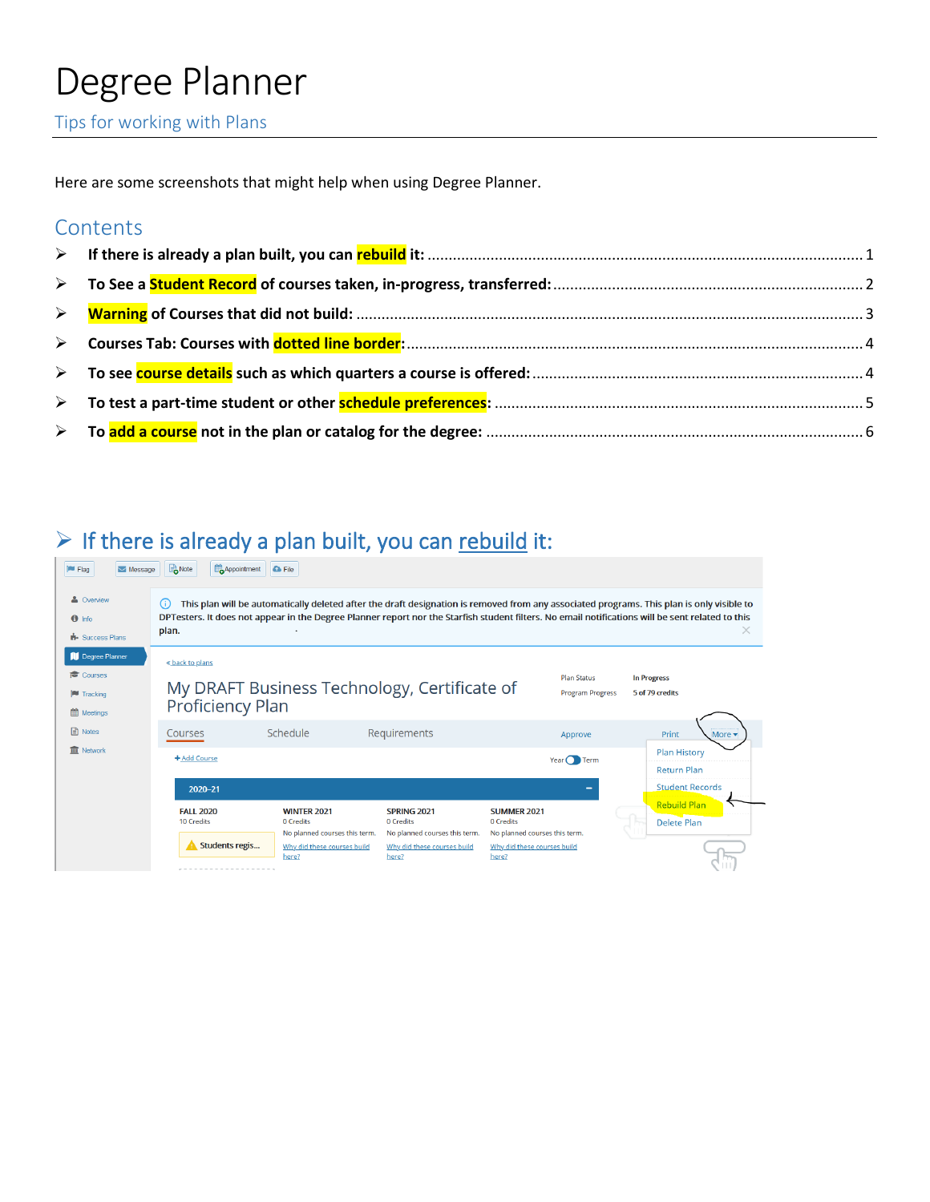# Degree Planner

Tips for working with Plans

Here are some screenshots that might help when using Degree Planner.

## Contents

- **If there is already a plan built, you can rebuild it:** ........ 1
- **To See a Student Record of courses taken, in-progress, transferred:** ........ 2
- **Warning of Courses that did not build:** ........ 3
- **Courses Tab: Courses with dotted line border:** ........ 4
- **To see course details such as which quarters a course is offered:** ........ 4
- **To test a part-time student or other schedule preferences:** ........ 5
- **To add a course not in the plan or catalog for the degree:** ........ 6

## ➢ If there is already a plan built, you can rebuild it:

Flag | Message | Note | Appointment | File

Overview
Info
Success Plans
Degree Planner
Courses
Tracking
Meetings
Notes
Network

This plan will be automatically deleted after the draft designation is removed from any associated programs. This plan is only visible to DPTesters. It does not appear in the Degree Planner report nor the Starfish student filters. No email notifications will be sent related to this plan.

« back to plans

My DRAFT Business Technology, Certificate of Proficiency Plan

Plan Status: In Progress
Program Progress: 5 of 79 credits

Courses | Schedule | Requirements | Approve | Print | More ▾

Plan History
Return Plan
Student Records
Rebuild Plan
Delete Plan

+ Add Course

Year / Term

2020–21

| FALL 2020 | WINTER 2021 | SPRING 2021 | SUMMER 2021 |
| --- | --- | --- | --- |
| 10 Credits | 0 Credits | 0 Credits | 0 Credits |
| Students regis... | No planned courses this term. | No planned courses this term. | No planned courses this term. |
| | Why did these courses build here? | Why did these courses build here? | Why did these courses build here? |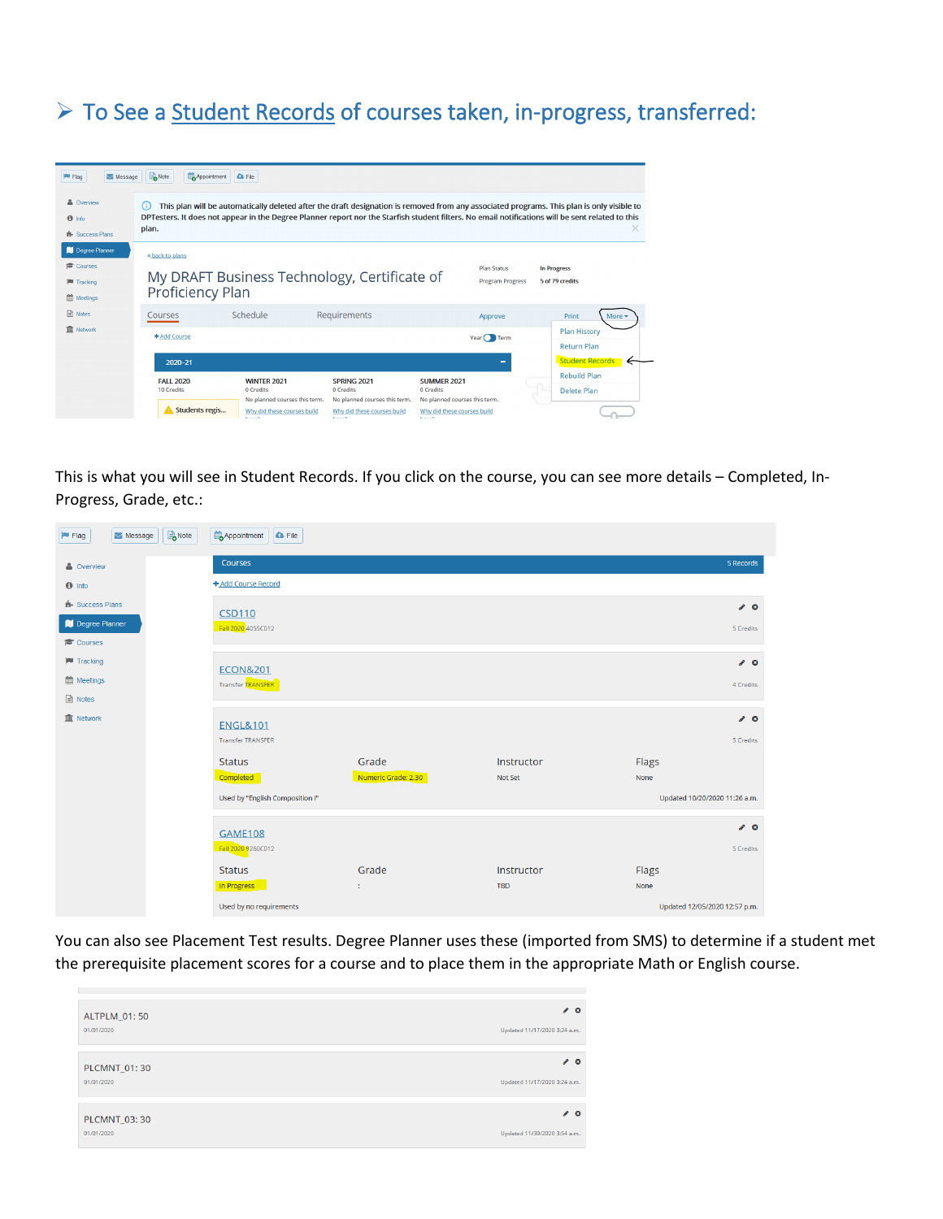## ➢ To See a Student Records of courses taken, in-progress, transferred:

Flag | Message | Note | Appointment | File

- Overview
- Info
- Success Plans
- Degree Planner
- Courses
- Tracking
- Meetings
- Notes
- Network

This plan will be automatically deleted after the draft designation is removed from any associated programs. This plan is only visible to DPTesters. It does not appear in the Degree Planner report nor the Starfish student filters. No email notifications will be sent related to this plan.

< back to plans

My DRAFT Business Technology, Certificate of Proficiency Plan

Plan Status: In Progress
Program Progress: 5 of 79 credits

Courses | Schedule | Requirements | Approve | Print | More

+ Add Course — Year / Term

More menu:
- Plan History
- Return Plan
- Student Records
- Rebuild Plan
- Delete Plan

2020-21

| FALL 2020 | WINTER 2021 | SPRING 2021 | SUMMER 2021 |
|---|---|---|---|
| 10 Credits | 0 Credits | 0 Credits | 0 Credits |
| | No planned courses this term. | No planned courses this term. | No planned courses this term. |
| Students regis... | Why did these courses build | Why did these courses build | Why did these courses build |

This is what you will see in Student Records. If you click on the course, you can see more details – Completed, In-Progress, Grade, etc.:

Flag | Message | Note | Appointment | File

**Courses** — 5 Records

+ Add Course Record

**CSD110**
Fall 2020 4055C012 — 5 Credits

**ECON&201**
Transfer TRANSFER — 4 Credits

**ENGL&101**
Transfer TRANSFER — 5 Credits

| Status | Grade | Instructor | Flags |
|---|---|---|---|
| Completed | Numeric Grade: 2.30 | Not Set | None |

Used by "English Composition I" — Updated 10/20/2020 11:26 a.m.

**GAME108**
Fall 2020 9260C012 — 5 Credits

| Status | Grade | Instructor | Flags |
|---|---|---|---|
| In Progress | : | TBD | None |

Used by no requirements — Updated 12/05/2020 12:57 p.m.

You can also see Placement Test results. Degree Planner uses these (imported from SMS) to determine if a student met the prerequisite placement scores for a course and to place them in the appropriate Math or English course.

ALTPLM_01: 50
01/01/2020 — Updated 11/17/2020 3:24 a.m.

PLCMNT_01: 30
01/01/2020 — Updated 11/17/2020 3:24 a.m.

PLCMNT_03: 30
01/01/2020 — Updated 11/30/2020 3:54 a.m.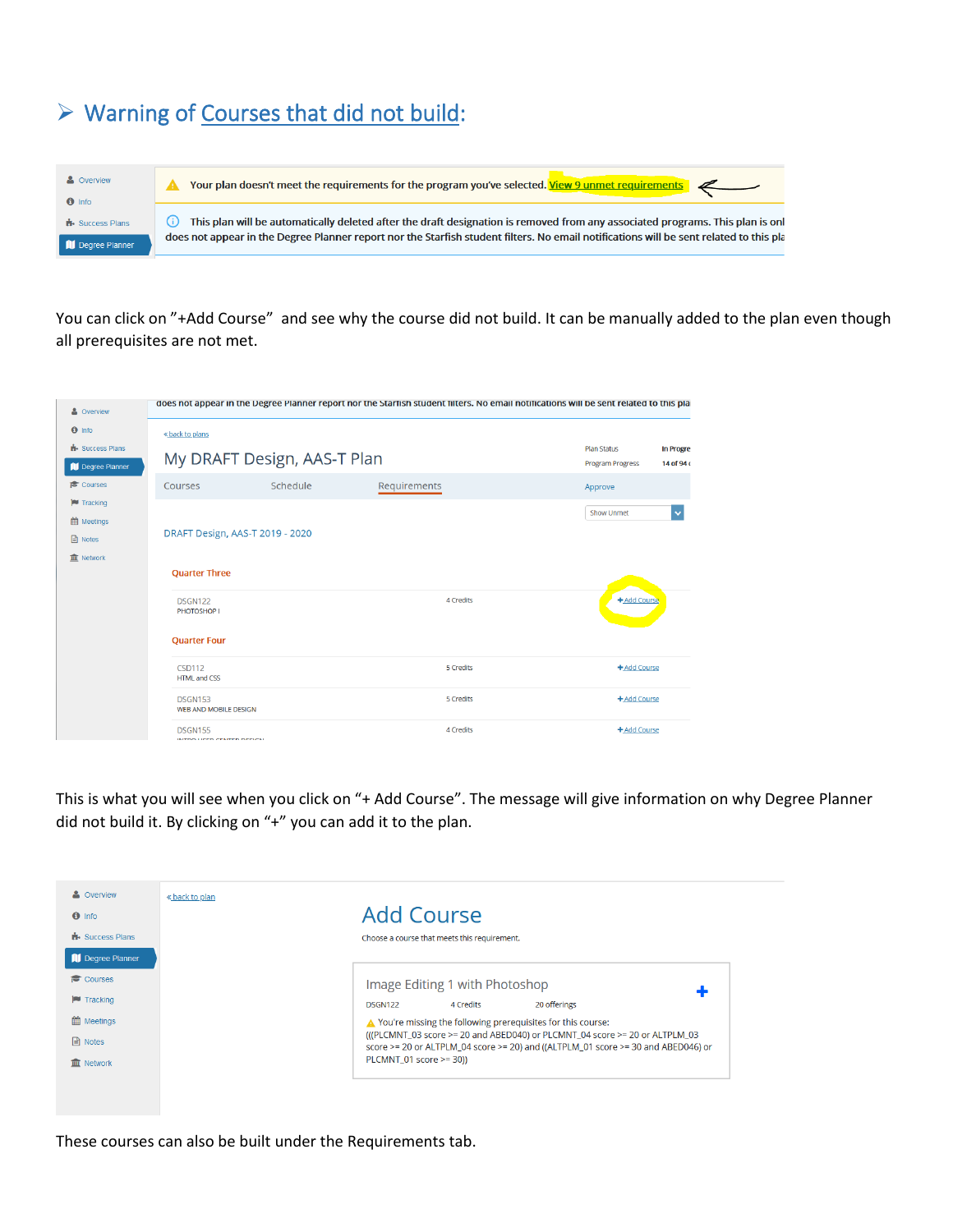## ➢ Warning of Courses that did not build:

Overview
Info
Success Plans
Degree Planner

⚠ Your plan doesn't meet the requirements for the program you've selected. View 9 unmet requirements

ⓘ This plan will be automatically deleted after the draft designation is removed from any associated programs. This plan is onl does not appear in the Degree Planner report nor the Starfish student filters. No email notifications will be sent related to this pla

You can click on "+Add Course" and see why the course did not build. It can be manually added to the plan even though all prerequisites are not met.

does not appear in the Degree Planner report nor the Starfish student filters. No email notifications will be sent related to this pla

Overview
Info
Success Plans
Degree Planner
Courses
Tracking
Meetings
Notes
Network

« back to plans

My DRAFT Design, AAS-T Plan

Plan Status: In Progre
Program Progress: 14 of 94

Courses | Schedule | Requirements | Approve

Show Unmet

DRAFT Design, AAS-T 2019 - 2020

**Quarter Three**

| | | |
|---|---|---|
| DSGN122 PHOTOSHOP I | 4 Credits | +Add Course |

**Quarter Four**

| | | |
|---|---|---|
| CSD112 HTML and CSS | 5 Credits | +Add Course |
| DSGN153 WEB AND MOBILE DESIGN | 5 Credits | +Add Course |
| DSGN155 | 4 Credits | +Add Course |

This is what you will see when you click on "+ Add Course". The message will give information on why Degree Planner did not build it. By clicking on "+" you can add it to the plan.

Overview
Info
Success Plans
Degree Planner
Courses
Tracking
Meetings
Notes
Network

« back to plan

# Add Course

Choose a course that meets this requirement.

Image Editing 1 with Photoshop +

DSGN122 4 Credits 20 offerings

⚠ You're missing the following prerequisites for this course:
(((PLCMNT_03 score >= 20 and ABED040) or PLCMNT_04 score >= 20 or ALTPLM_03 score >= 20 or ALTPLM_04 score >= 20) and ((ALTPLM_01 score >= 30 and ABED046) or PLCMNT_01 score >= 30))

These courses can also be built under the Requirements tab.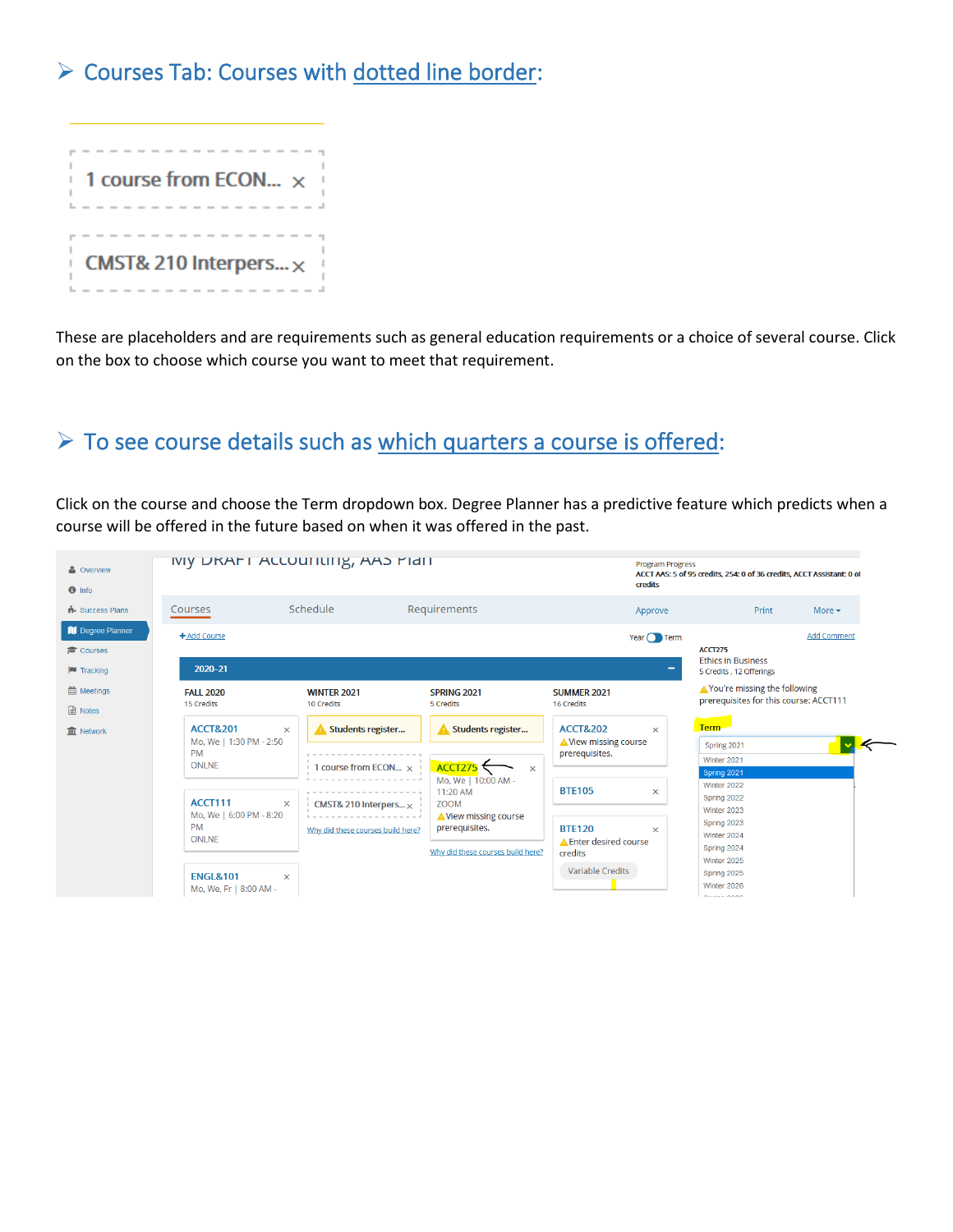## ➢ Courses Tab: Courses with dotted line border:

1 course from ECON... ×

CMST& 210 Interpers... ×

These are placeholders and are requirements such as general education requirements or a choice of several course. Click on the box to choose which course you want to meet that requirement.

## ➢ To see course details such as which quarters a course is offered:

Click on the course and choose the Term dropdown box. Degree Planner has a predictive feature which predicts when a course will be offered in the future based on when it was offered in the past.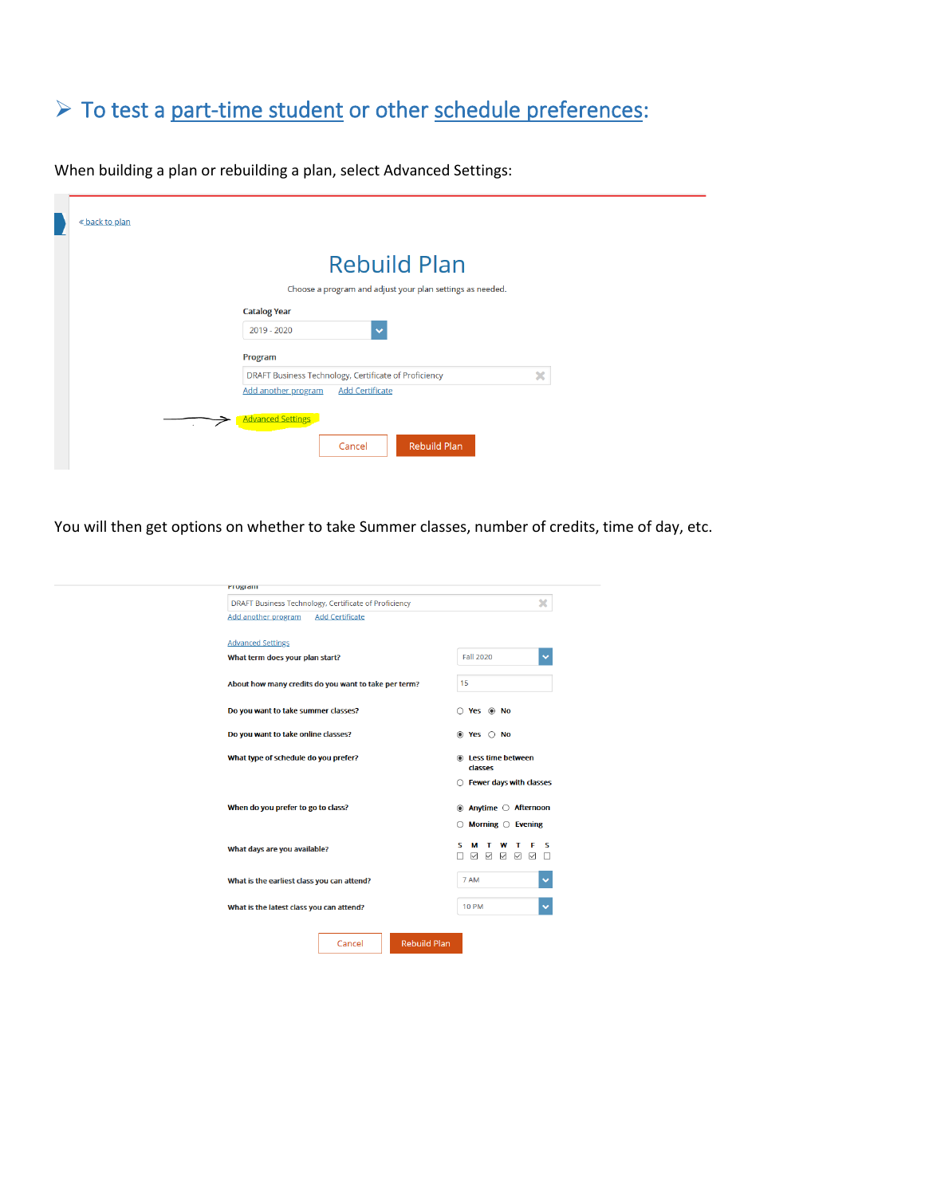## ➢ To test a part-time student or other schedule preferences:

When building a plan or rebuilding a plan, select Advanced Settings:

« back to plan

Rebuild Plan

Choose a program and adjust your plan settings as needed.

Catalog Year

2019 - 2020

Program

DRAFT Business Technology, Certificate of Proficiency

Add another program Add Certificate

Advanced Settings

Cancel Rebuild Plan

You will then get options on whether to take Summer classes, number of credits, time of day, etc.

Program

DRAFT Business Technology, Certificate of Proficiency

Add another program Add Certificate

Advanced Settings

What term does your plan start? Fall 2020

About how many credits do you want to take per term? 15

Do you want to take summer classes? Yes No

Do you want to take online classes? Yes No

What type of schedule do you prefer? Less time between classes / Fewer days with classes

When do you prefer to go to class? Anytime / Afternoon / Morning / Evening

What days are you available? S M T W T F S

What is the earliest class you can attend? 7 AM

What is the latest class you can attend? 10 PM

Cancel Rebuild Plan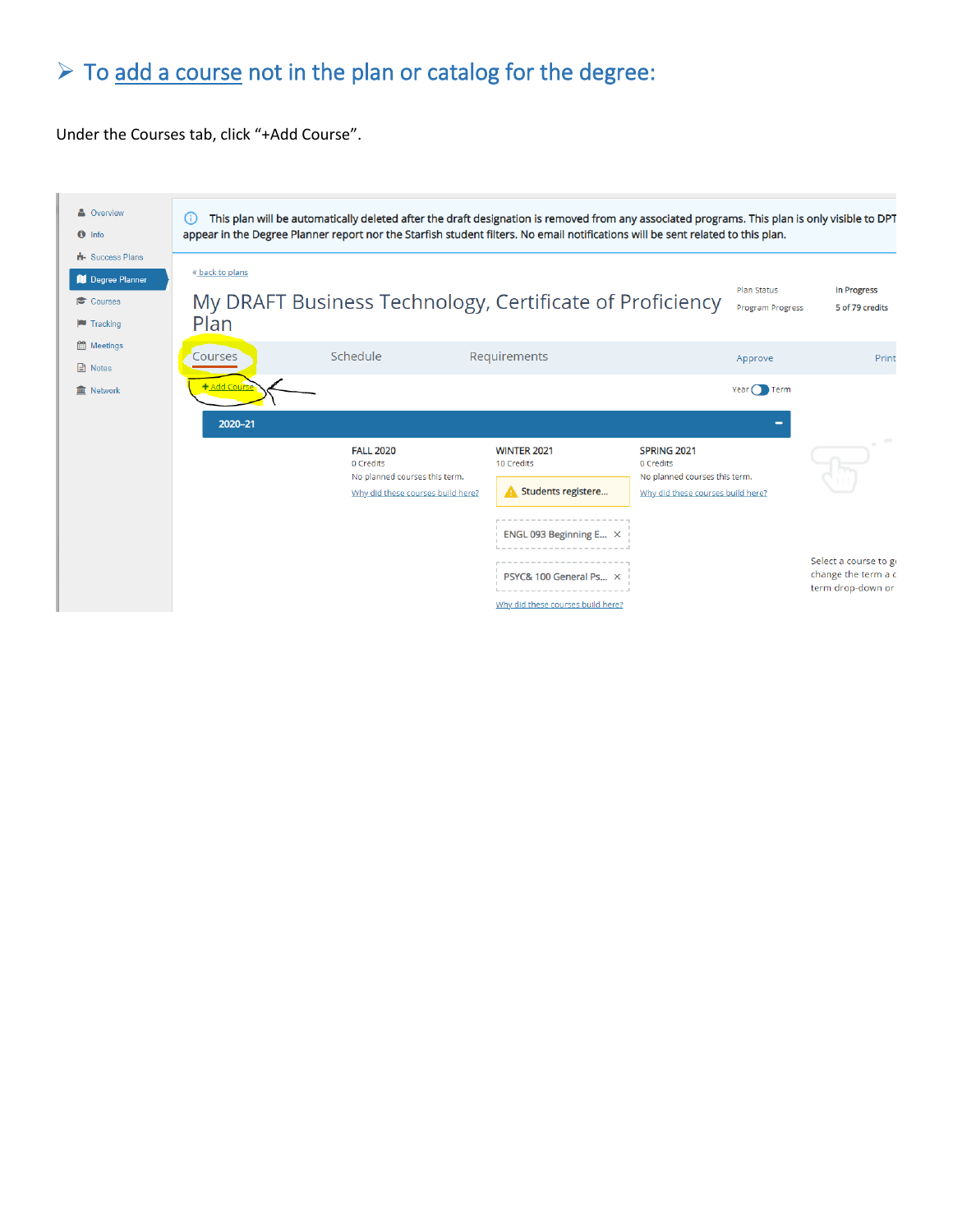## ➢ To add a course not in the plan or catalog for the degree:

Under the Courses tab, click "+Add Course".